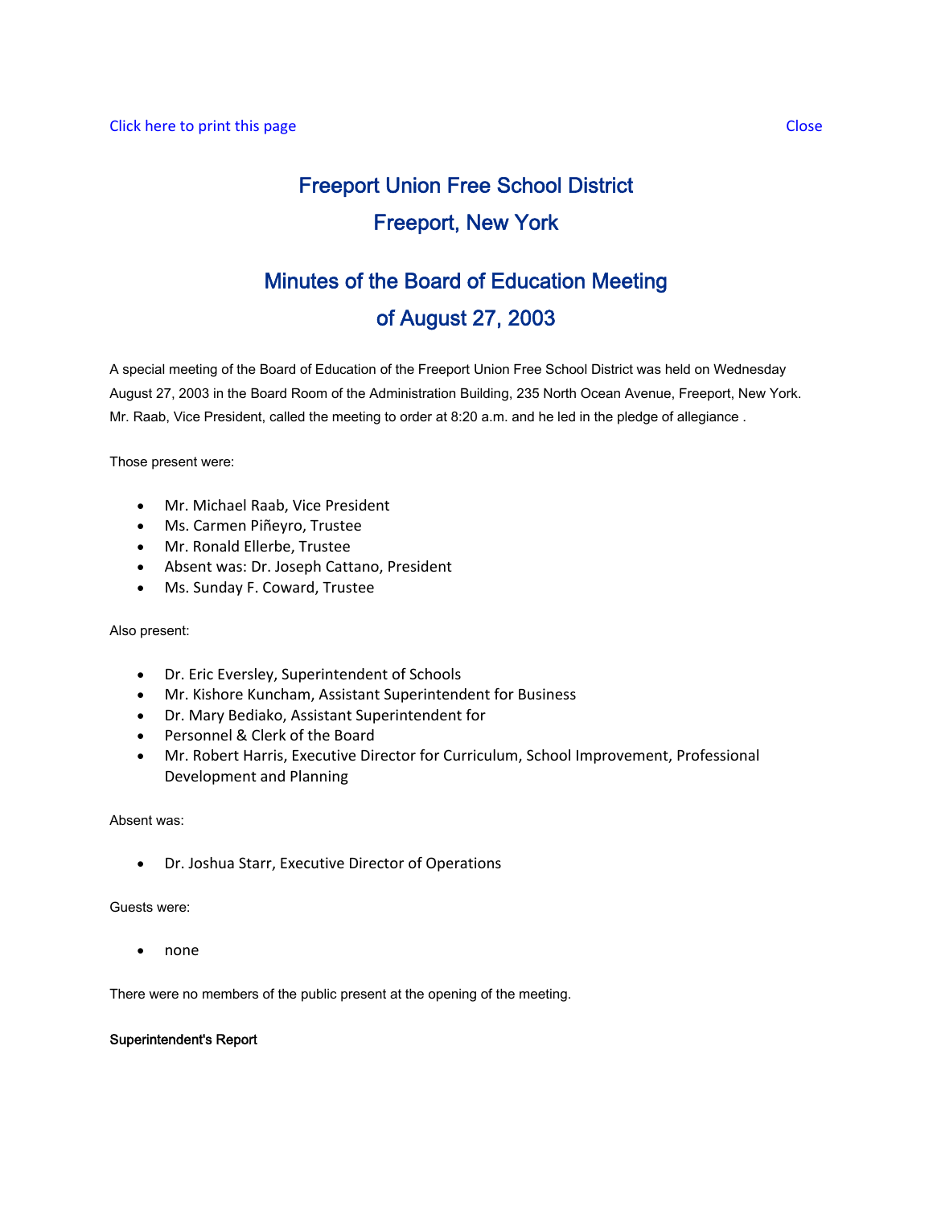Click here to print this page Close

# Freeport Union Free School District

# Freeport, New York

## Minutes of the Board of Education Meeting of August 27, 2003

A special meeting of the Board of Education of the Freeport Union Free School District was held on Wednesday August 27, 2003 in the Board Room of the Administration Building, 235 North Ocean Avenue, Freeport, New York. Mr. Raab, Vice President, called the meeting to order at 8:20 a.m. and he led in the pledge of allegiance .

Those present were:

- Mr. Michael Raab, Vice President
- Ms. Carmen Piñeyro, Trustee
- Mr. Ronald Ellerbe, Trustee
- Absent was: Dr. Joseph Cattano, President
- Ms. Sunday F. Coward, Trustee

Also present:

- Dr. Eric Eversley, Superintendent of Schools
- Mr. Kishore Kuncham, Assistant Superintendent for Business
- Dr. Mary Bediako, Assistant Superintendent for
- Personnel & Clerk of the Board
- Mr. Robert Harris, Executive Director for Curriculum, School Improvement, Professional Development and Planning

Absent was:

- Dr. Joshua Starr, Executive Director of Operations

Guests were:

- none

There were no members of the public present at the opening of the meeting.

**Superintendent's Report**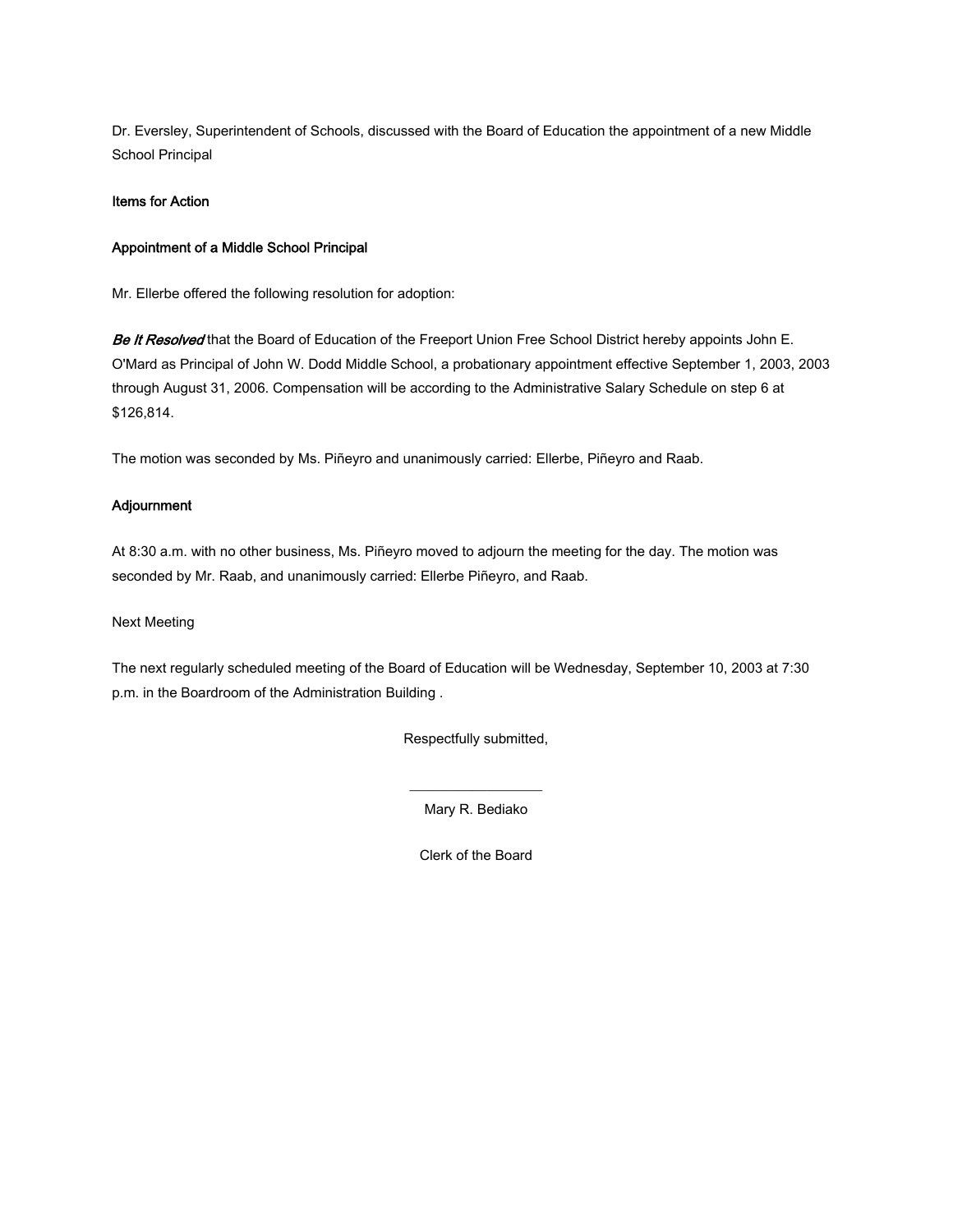Dr. Eversley, Superintendent of Schools, discussed with the Board of Education the appointment of a new Middle School Principal

**Items for Action**

**Appointment of a Middle School Principal**

Mr. Ellerbe offered the following resolution for adoption:

***Be It Resolved*** that the Board of Education of the Freeport Union Free School District hereby appoints John E. O'Mard as Principal of John W. Dodd Middle School, a probationary appointment effective September 1, 2003, 2003 through August 31, 2006. Compensation will be according to the Administrative Salary Schedule on step 6 at $126,814.

The motion was seconded by Ms. Piñeyro and unanimously carried: Ellerbe, Piñeyro and Raab.

**Adjournment**

At 8:30 a.m. with no other business, Ms. Piñeyro moved to adjourn the meeting for the day. The motion was seconded by Mr. Raab, and unanimously carried: Ellerbe Piñeyro, and Raab.

Next Meeting

The next regularly scheduled meeting of the Board of Education will be Wednesday, September 10, 2003 at 7:30 p.m. in the Boardroom of the Administration Building .

Respectfully submitted,

\_\_\_\_\_\_\_\_\_\_\_\_\_\_\_\_\_\_

Mary R. Bediako

Clerk of the Board